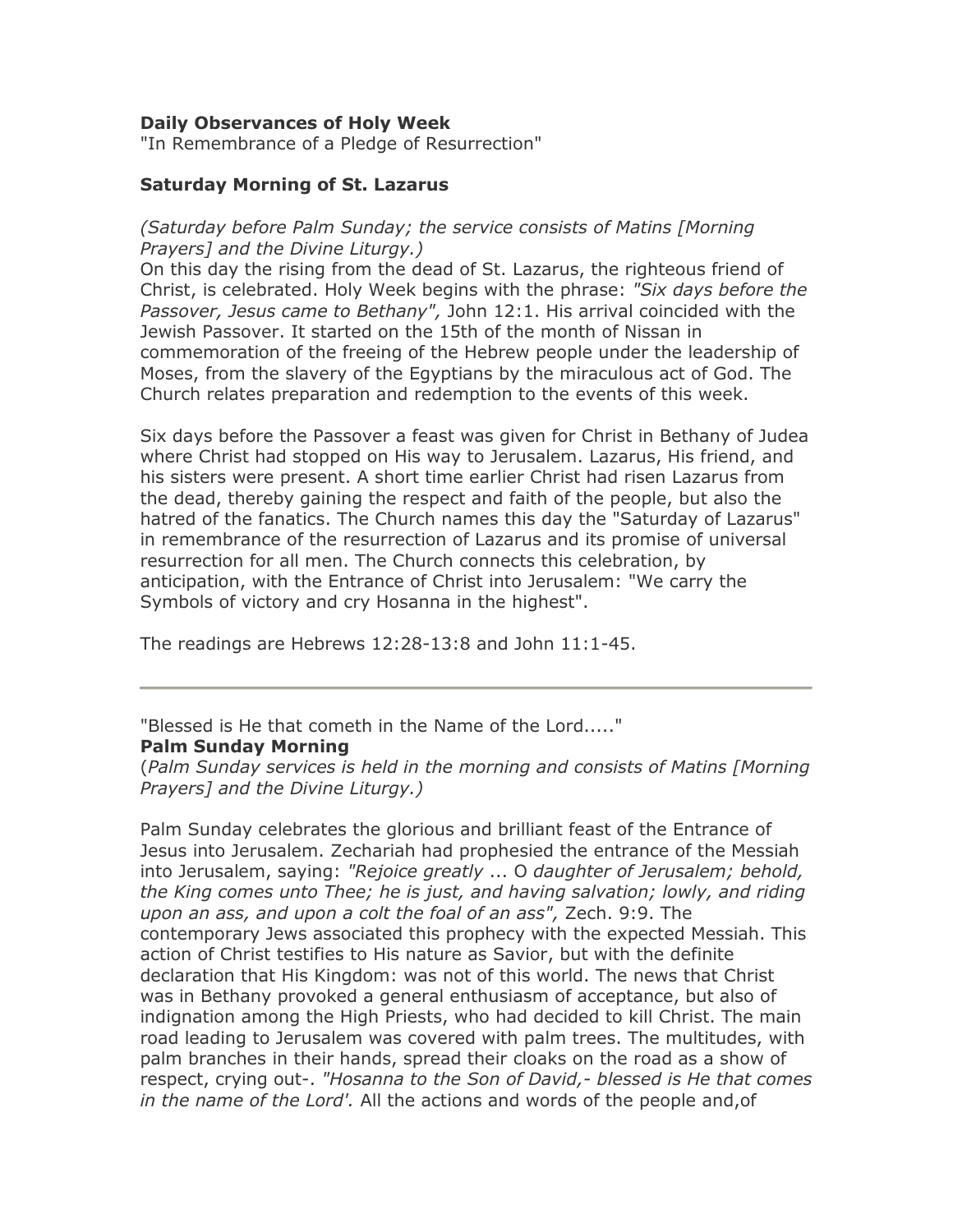**Daily Observances of Holy Week**

"In Remembrance of a Pledge of Resurrection"

**Saturday Morning of St. Lazarus**

*(Saturday before Palm Sunday; the service consists of Matins [Morning Prayers] and the Divine Liturgy.)*

On this day the rising from the dead of St. Lazarus, the righteous friend of Christ, is celebrated. Holy Week begins with the phrase: *"Six days before the Passover, Jesus came to Bethany",* John 12:1. His arrival coincided with the Jewish Passover. It started on the 15th of the month of Nissan in commemoration of the freeing of the Hebrew people under the leadership of Moses, from the slavery of the Egyptians by the miraculous act of God. The Church relates preparation and redemption to the events of this week.

Six days before the Passover a feast was given for Christ in Bethany of Judea where Christ had stopped on His way to Jerusalem. Lazarus, His friend, and his sisters were present. A short time earlier Christ had risen Lazarus from the dead, thereby gaining the respect and faith of the people, but also the hatred of the fanatics. The Church names this day the "Saturday of Lazarus" in remembrance of the resurrection of Lazarus and its promise of universal resurrection for all men. The Church connects this celebration, by anticipation, with the Entrance of Christ into Jerusalem: "We carry the Symbols of victory and cry Hosanna in the highest".

The readings are Hebrews 12:28-13:8 and John 11:1-45.

---

"Blessed is He that cometh in the Name of the Lord....."

**Palm Sunday Morning**

(*Palm Sunday services is held in the morning and consists of Matins [Morning Prayers] and the Divine Liturgy.)*

Palm Sunday celebrates the glorious and brilliant feast of the Entrance of Jesus into Jerusalem. Zechariah had prophesied the entrance of the Messiah into Jerusalem, saying: *"Rejoice greatly* ... O *daughter of Jerusalem; behold, the King comes unto Thee; he is just, and having salvation; lowly, and riding upon an ass, and upon a colt the foal of an ass",* Zech. 9:9. The contemporary Jews associated this prophecy with the expected Messiah. This action of Christ testifies to His nature as Savior, but with the definite declaration that His Kingdom: was not of this world. The news that Christ was in Bethany provoked a general enthusiasm of acceptance, but also of indignation among the High Priests, who had decided to kill Christ. The main road leading to Jerusalem was covered with palm trees. The multitudes, with palm branches in their hands, spread their cloaks on the road as a show of respect, crying out-. *"Hosanna to the Son of David,- blessed is He that comes in the name of the Lord'.* All the actions and words of the people and,of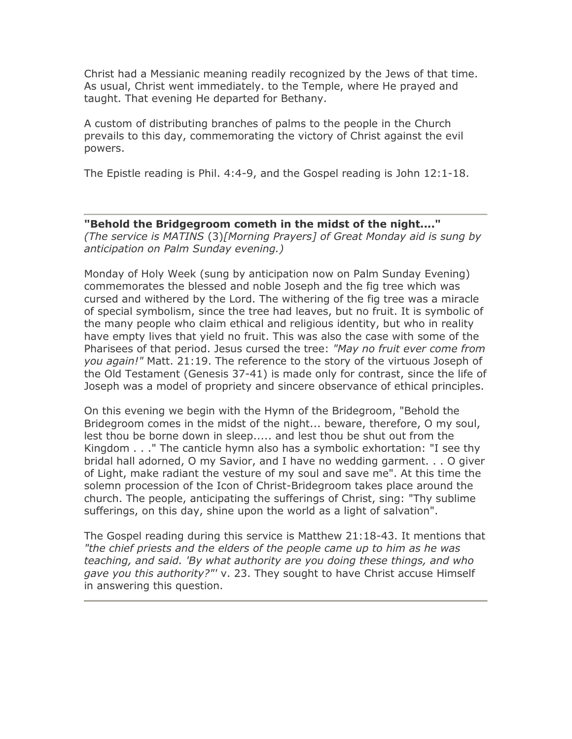Christ had a Messianic meaning readily recognized by the Jews of that time. As usual, Christ went immediately. to the Temple, where He prayed and taught. That evening He departed for Bethany.

A custom of distributing branches of palms to the people in the Church prevails to this day, commemorating the victory of Christ against the evil powers.

The Epistle reading is Phil. 4:4-9, and the Gospel reading is John 12:1-18.

---

**"Behold the Bridgegroom cometh in the midst of the night...."**
*(The service is MATINS* (3)*[Morning Prayers] of Great Monday aid is sung by anticipation on Palm Sunday evening.)*

Monday of Holy Week (sung by anticipation now on Palm Sunday Evening) commemorates the blessed and noble Joseph and the fig tree which was cursed and withered by the Lord. The withering of the fig tree was a miracle of special symbolism, since the tree had leaves, but no fruit. It is symbolic of the many people who claim ethical and religious identity, but who in reality have empty lives that yield no fruit. This was also the case with some of the Pharisees of that period. Jesus cursed the tree: *"May no fruit ever come from you again!"* Matt. 21:19. The reference to the story of the virtuous Joseph of the Old Testament (Genesis 37-41) is made only for contrast, since the life of Joseph was a model of propriety and sincere observance of ethical principles.

On this evening we begin with the Hymn of the Bridegroom, "Behold the Bridegroom comes in the midst of the night... beware, therefore, O my soul, lest thou be borne down in sleep..... and lest thou be shut out from the Kingdom . . ." The canticle hymn also has a symbolic exhortation: "I see thy bridal hall adorned, O my Savior, and I have no wedding garment. . . O giver of Light, make radiant the vesture of my soul and save me". At this time the solemn procession of the Icon of Christ-Bridegroom takes place around the church. The people, anticipating the sufferings of Christ, sing: "Thy sublime sufferings, on this day, shine upon the world as a light of salvation".

The Gospel reading during this service is Matthew 21:18-43. It mentions that *"the chief priests and the elders of the people came up to him as he was teaching, and said. 'By what authority are you doing these things, and who gave you this authority?"'* v. 23. They sought to have Christ accuse Himself in answering this question.

---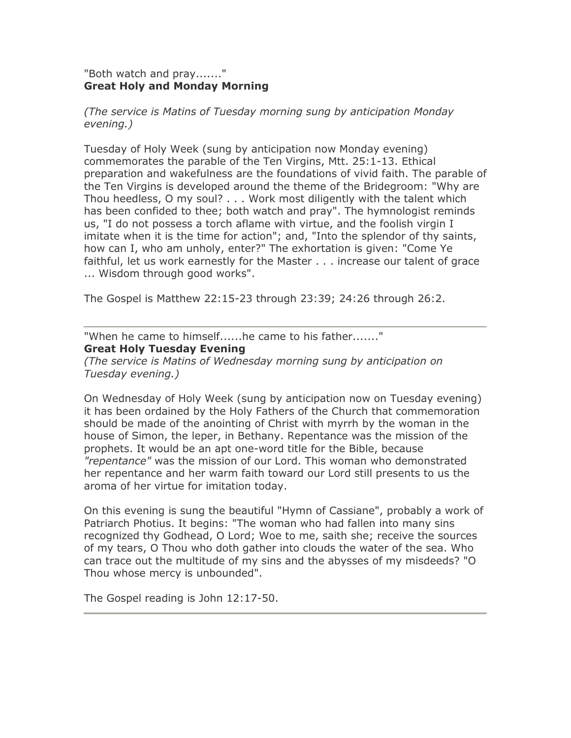"Both watch and pray......."
**Great Holy and Monday Morning**

*(The service is Matins of Tuesday morning sung by anticipation Monday evening.)*

Tuesday of Holy Week (sung by anticipation now Monday evening) commemorates the parable of the Ten Virgins, Mtt. 25:1-13. Ethical preparation and wakefulness are the foundations of vivid faith. The parable of the Ten Virgins is developed around the theme of the Bridegroom: "Why are Thou heedless, O my soul? . . . Work most diligently with the talent which has been confided to thee; both watch and pray". The hymnologist reminds us, "I do not possess a torch aflame with virtue, and the foolish virgin I imitate when it is the time for action"; and, "Into the splendor of thy saints, how can I, who am unholy, enter?" The exhortation is given: "Come Ye faithful, let us work earnestly for the Master . . . increase our talent of grace ... Wisdom through good works".

The Gospel is Matthew 22:15-23 through 23:39; 24:26 through 26:2.

---

"When he came to himself......he came to his father......."
**Great Holy Tuesday Evening**
*(The service is Matins of Wednesday morning sung by anticipation on Tuesday evening.)*

On Wednesday of Holy Week (sung by anticipation now on Tuesday evening) it has been ordained by the Holy Fathers of the Church that commemoration should be made of the anointing of Christ with myrrh by the woman in the house of Simon, the leper, in Bethany. Repentance was the mission of the prophets. It would be an apt one-word title for the Bible, because *"repentance"* was the mission of our Lord. This woman who demonstrated her repentance and her warm faith toward our Lord still presents to us the aroma of her virtue for imitation today.

On this evening is sung the beautiful "Hymn of Cassiane", probably a work of Patriarch Photius. It begins: "The woman who had fallen into many sins recognized thy Godhead, O Lord; Woe to me, saith she; receive the sources of my tears, O Thou who doth gather into clouds the water of the sea. Who can trace out the multitude of my sins and the abysses of my misdeeds? "O Thou whose mercy is unbounded".

The Gospel reading is John 12:17-50.

---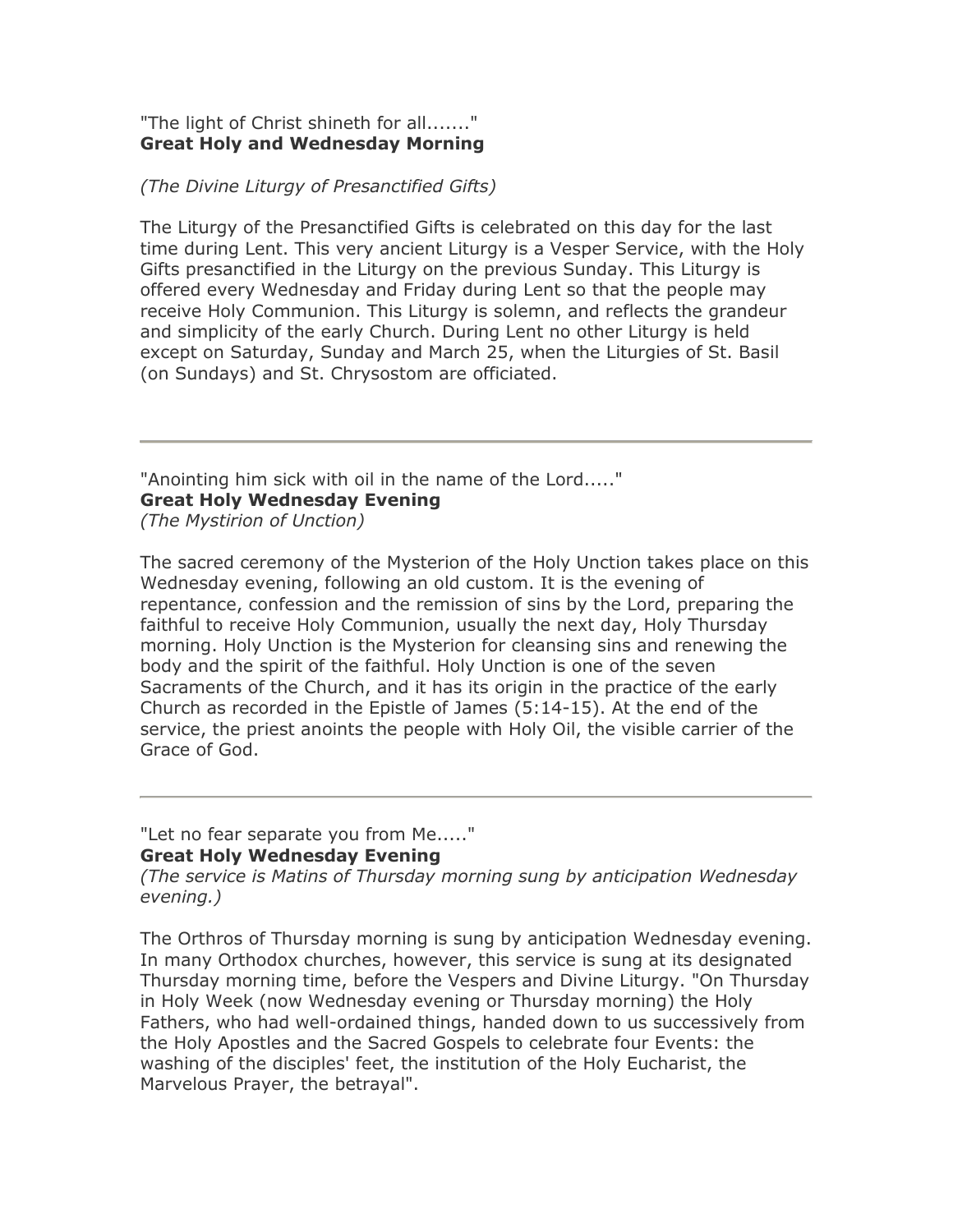"The light of Christ shineth for all......."
**Great Holy and Wednesday Morning**

*(The Divine Liturgy of Presanctified Gifts)*

The Liturgy of the Presanctified Gifts is celebrated on this day for the last time during Lent. This very ancient Liturgy is a Vesper Service, with the Holy Gifts presanctified in the Liturgy on the previous Sunday. This Liturgy is offered every Wednesday and Friday during Lent so that the people may receive Holy Communion. This Liturgy is solemn, and reflects the grandeur and simplicity of the early Church. During Lent no other Liturgy is held except on Saturday, Sunday and March 25, when the Liturgies of St. Basil (on Sundays) and St. Chrysostom are officiated.

---

"Anointing him sick with oil in the name of the Lord....."
**Great Holy Wednesday Evening**
*(The Mystirion of Unction)*

The sacred ceremony of the Mysterion of the Holy Unction takes place on this Wednesday evening, following an old custom. It is the evening of repentance, confession and the remission of sins by the Lord, preparing the faithful to receive Holy Communion, usually the next day, Holy Thursday morning. Holy Unction is the Mysterion for cleansing sins and renewing the body and the spirit of the faithful. Holy Unction is one of the seven Sacraments of the Church, and it has its origin in the practice of the early Church as recorded in the Epistle of James (5:14-15). At the end of the service, the priest anoints the people with Holy Oil, the visible carrier of the Grace of God.

---

"Let no fear separate you from Me....."
**Great Holy Wednesday Evening**
*(The service is Matins of Thursday morning sung by anticipation Wednesday evening.)*

The Orthros of Thursday morning is sung by anticipation Wednesday evening. In many Orthodox churches, however, this service is sung at its designated Thursday morning time, before the Vespers and Divine Liturgy. "On Thursday in Holy Week (now Wednesday evening or Thursday morning) the Holy Fathers, who had well-ordained things, handed down to us successively from the Holy Apostles and the Sacred Gospels to celebrate four Events: the washing of the disciples' feet, the institution of the Holy Eucharist, the Marvelous Prayer, the betrayal".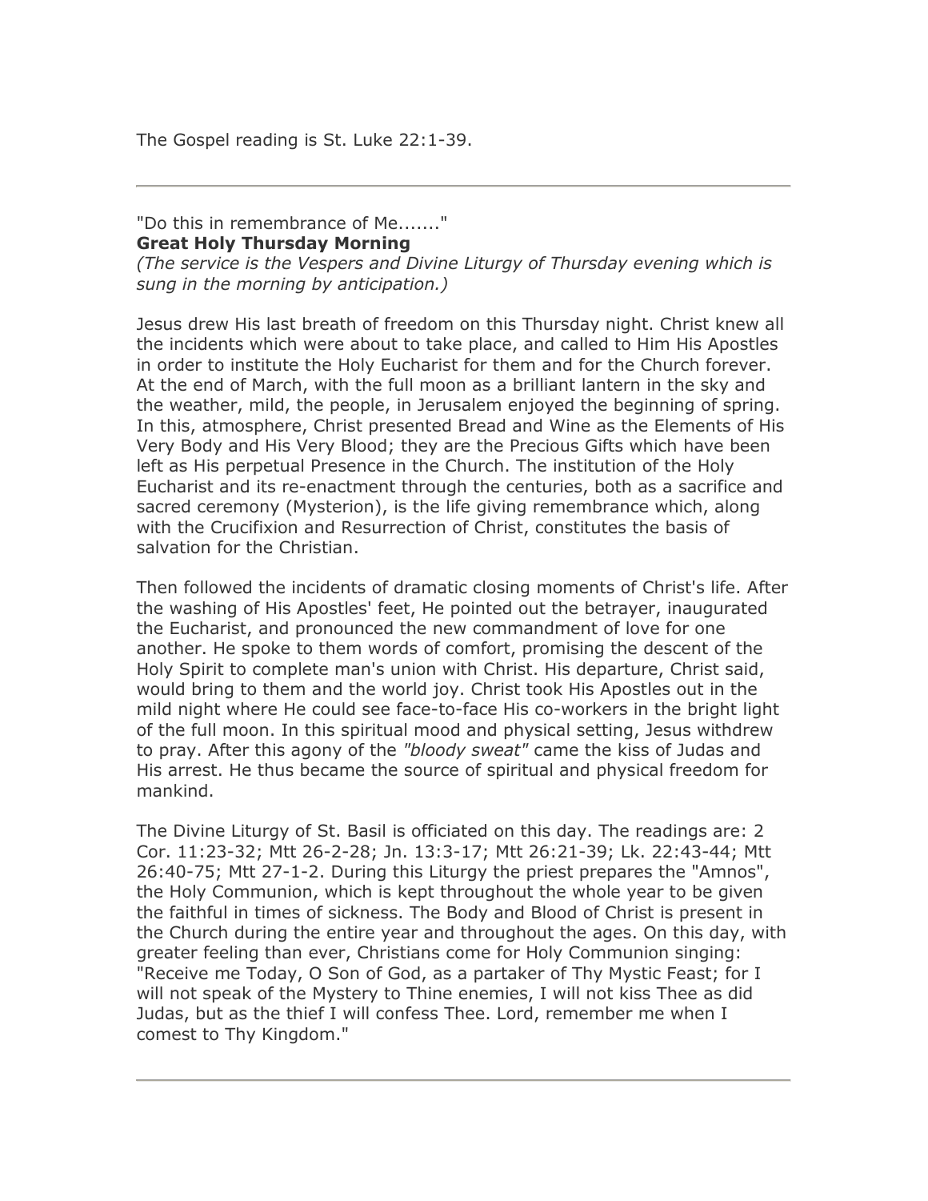The Gospel reading is St. Luke 22:1-39.

---

"Do this in remembrance of Me......."

**Great Holy Thursday Morning**

*(The service is the Vespers and Divine Liturgy of Thursday evening which is sung in the morning by anticipation.)*

Jesus drew His last breath of freedom on this Thursday night. Christ knew all the incidents which were about to take place, and called to Him His Apostles in order to institute the Holy Eucharist for them and for the Church forever. At the end of March, with the full moon as a brilliant lantern in the sky and the weather, mild, the people, in Jerusalem enjoyed the beginning of spring. In this, atmosphere, Christ presented Bread and Wine as the Elements of His Very Body and His Very Blood; they are the Precious Gifts which have been left as His perpetual Presence in the Church. The institution of the Holy Eucharist and its re-enactment through the centuries, both as a sacrifice and sacred ceremony (Mysterion), is the life giving remembrance which, along with the Crucifixion and Resurrection of Christ, constitutes the basis of salvation for the Christian.

Then followed the incidents of dramatic closing moments of Christ's life. After the washing of His Apostles' feet, He pointed out the betrayer, inaugurated the Eucharist, and pronounced the new commandment of love for one another. He spoke to them words of comfort, promising the descent of the Holy Spirit to complete man's union with Christ. His departure, Christ said, would bring to them and the world joy. Christ took His Apostles out in the mild night where He could see face-to-face His co-workers in the bright light of the full moon. In this spiritual mood and physical setting, Jesus withdrew to pray. After this agony of the *"bloody sweat"* came the kiss of Judas and His arrest. He thus became the source of spiritual and physical freedom for mankind.

The Divine Liturgy of St. Basil is officiated on this day. The readings are: 2 Cor. 11:23-32; Mtt 26-2-28; Jn. 13:3-17; Mtt 26:21-39; Lk. 22:43-44; Mtt 26:40-75; Mtt 27-1-2. During this Liturgy the priest prepares the "Amnos", the Holy Communion, which is kept throughout the whole year to be given the faithful in times of sickness. The Body and Blood of Christ is present in the Church during the entire year and throughout the ages. On this day, with greater feeling than ever, Christians come for Holy Communion singing: "Receive me Today, O Son of God, as a partaker of Thy Mystic Feast; for I will not speak of the Mystery to Thine enemies, I will not kiss Thee as did Judas, but as the thief I will confess Thee. Lord, remember me when I comest to Thy Kingdom."

---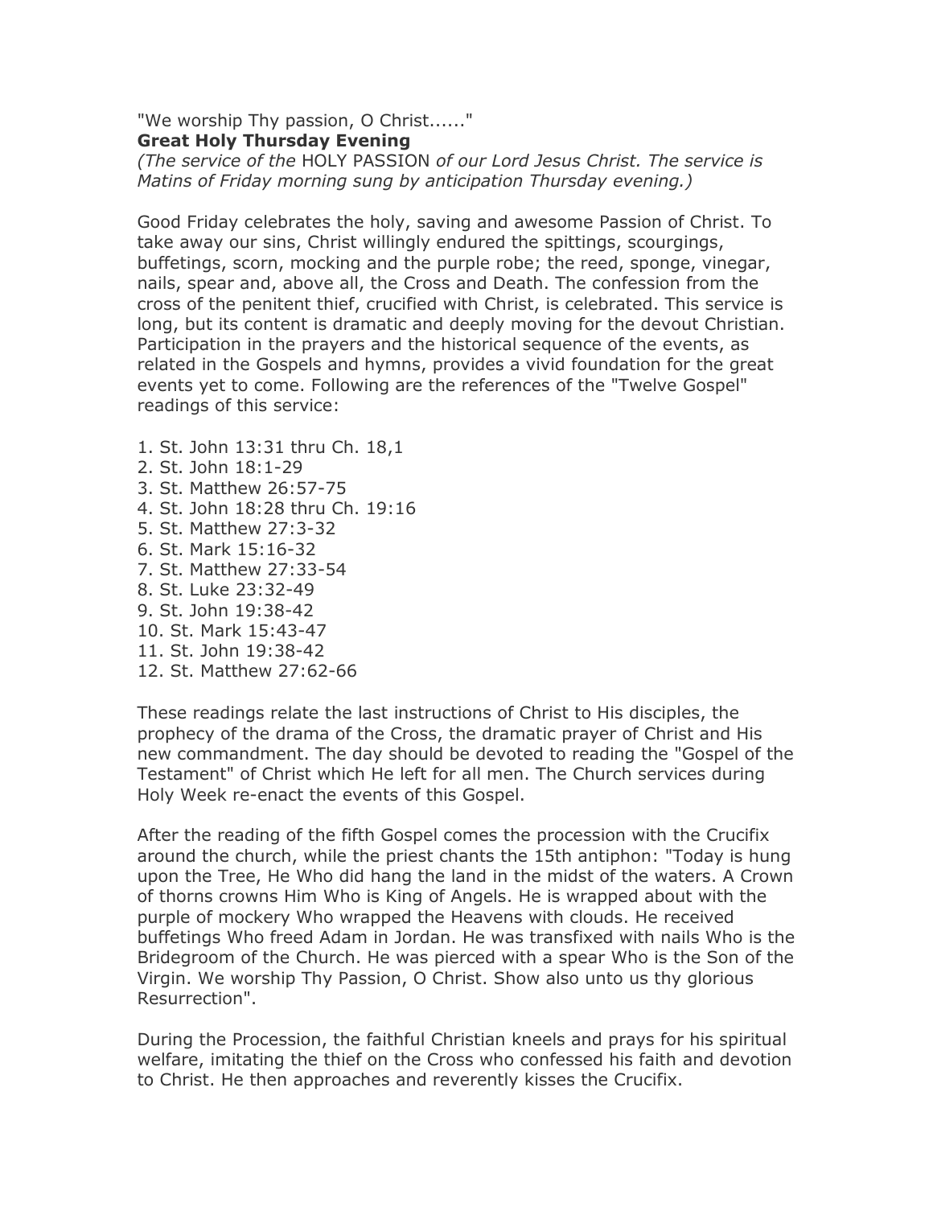"We worship Thy passion, O Christ......"

**Great Holy Thursday Evening**

*(The service of the* HOLY PASSION *of our Lord Jesus Christ. The service is Matins of Friday morning sung by anticipation Thursday evening.)*

Good Friday celebrates the holy, saving and awesome Passion of Christ. To take away our sins, Christ willingly endured the spittings, scourgings, buffetings, scorn, mocking and the purple robe; the reed, sponge, vinegar, nails, spear and, above all, the Cross and Death. The confession from the cross of the penitent thief, crucified with Christ, is celebrated. This service is long, but its content is dramatic and deeply moving for the devout Christian. Participation in the prayers and the historical sequence of the events, as related in the Gospels and hymns, provides a vivid foundation for the great events yet to come. Following are the references of the "Twelve Gospel" readings of this service:

1. St. John 13:31 thru Ch. 18,1
2. St. John 18:1-29
3. St. Matthew 26:57-75
4. St. John 18:28 thru Ch. 19:16
5. St. Matthew 27:3-32
6. St. Mark 15:16-32
7. St. Matthew 27:33-54
8. St. Luke 23:32-49
9. St. John 19:38-42
10. St. Mark 15:43-47
11. St. John 19:38-42
12. St. Matthew 27:62-66

These readings relate the last instructions of Christ to His disciples, the prophecy of the drama of the Cross, the dramatic prayer of Christ and His new commandment. The day should be devoted to reading the "Gospel of the Testament" of Christ which He left for all men. The Church services during Holy Week re-enact the events of this Gospel.

After the reading of the fifth Gospel comes the procession with the Crucifix around the church, while the priest chants the 15th antiphon: "Today is hung upon the Tree, He Who did hang the land in the midst of the waters. A Crown of thorns crowns Him Who is King of Angels. He is wrapped about with the purple of mockery Who wrapped the Heavens with clouds. He received buffetings Who freed Adam in Jordan. He was transfixed with nails Who is the Bridegroom of the Church. He was pierced with a spear Who is the Son of the Virgin. We worship Thy Passion, O Christ. Show also unto us thy glorious Resurrection".

During the Procession, the faithful Christian kneels and prays for his spiritual welfare, imitating the thief on the Cross who confessed his faith and devotion to Christ. He then approaches and reverently kisses the Crucifix.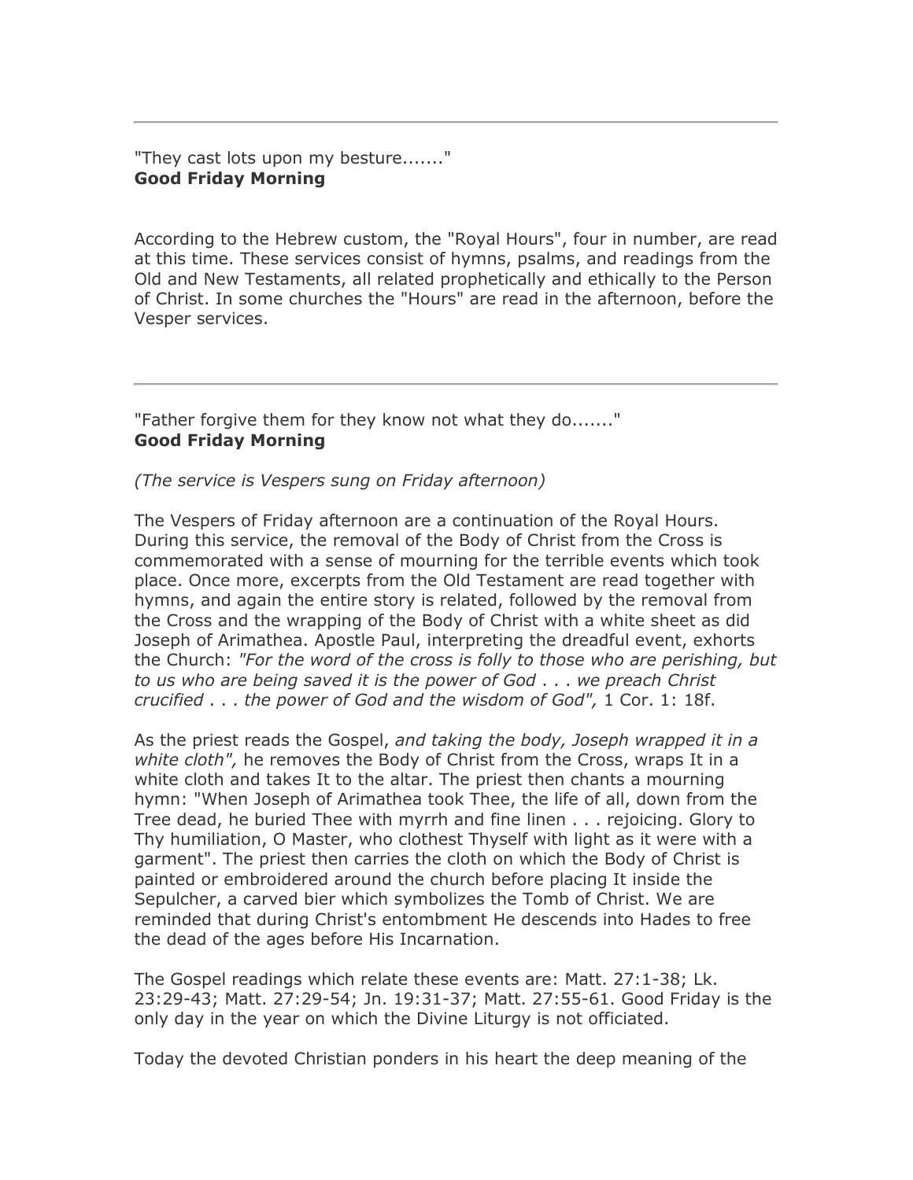---

"They cast lots upon my besture......."
**Good Friday Morning**

According to the Hebrew custom, the "Royal Hours", four in number, are read at this time. These services consist of hymns, psalms, and readings from the Old and New Testaments, all related prophetically and ethically to the Person of Christ. In some churches the "Hours" are read in the afternoon, before the Vesper services.

---

"Father forgive them for they know not what they do......."
**Good Friday Morning**

*(The service is Vespers sung on Friday afternoon)*

The Vespers of Friday afternoon are a continuation of the Royal Hours. During this service, the removal of the Body of Christ from the Cross is commemorated with a sense of mourning for the terrible events which took place. Once more, excerpts from the Old Testament are read together with hymns, and again the entire story is related, followed by the removal from the Cross and the wrapping of the Body of Christ with a white sheet as did Joseph of Arimathea. Apostle Paul, interpreting the dreadful event, exhorts the Church: *"For the word of the cross is folly to those who are perishing, but to us who are being saved it is the power of God* . . . *we preach Christ crucified* . . . *the power of God and the wisdom of God",* 1 Cor. 1: 18f.

As the priest reads the Gospel, *and taking the body, Joseph wrapped it in a white cloth",* he removes the Body of Christ from the Cross, wraps It in a white cloth and takes It to the altar. The priest then chants a mourning hymn: "When Joseph of Arimathea took Thee, the life of all, down from the Tree dead, he buried Thee with myrrh and fine linen . . . rejoicing. Glory to Thy humiliation, O Master, who clothest Thyself with light as it were with a garment". The priest then carries the cloth on which the Body of Christ is painted or embroidered around the church before placing It inside the Sepulcher, a carved bier which symbolizes the Tomb of Christ. We are reminded that during Christ's entombment He descends into Hades to free the dead of the ages before His Incarnation.

The Gospel readings which relate these events are: Matt. 27:1-38; Lk. 23:29-43; Matt. 27:29-54; Jn. 19:31-37; Matt. 27:55-61. Good Friday is the only day in the year on which the Divine Liturgy is not officiated.

Today the devoted Christian ponders in his heart the deep meaning of the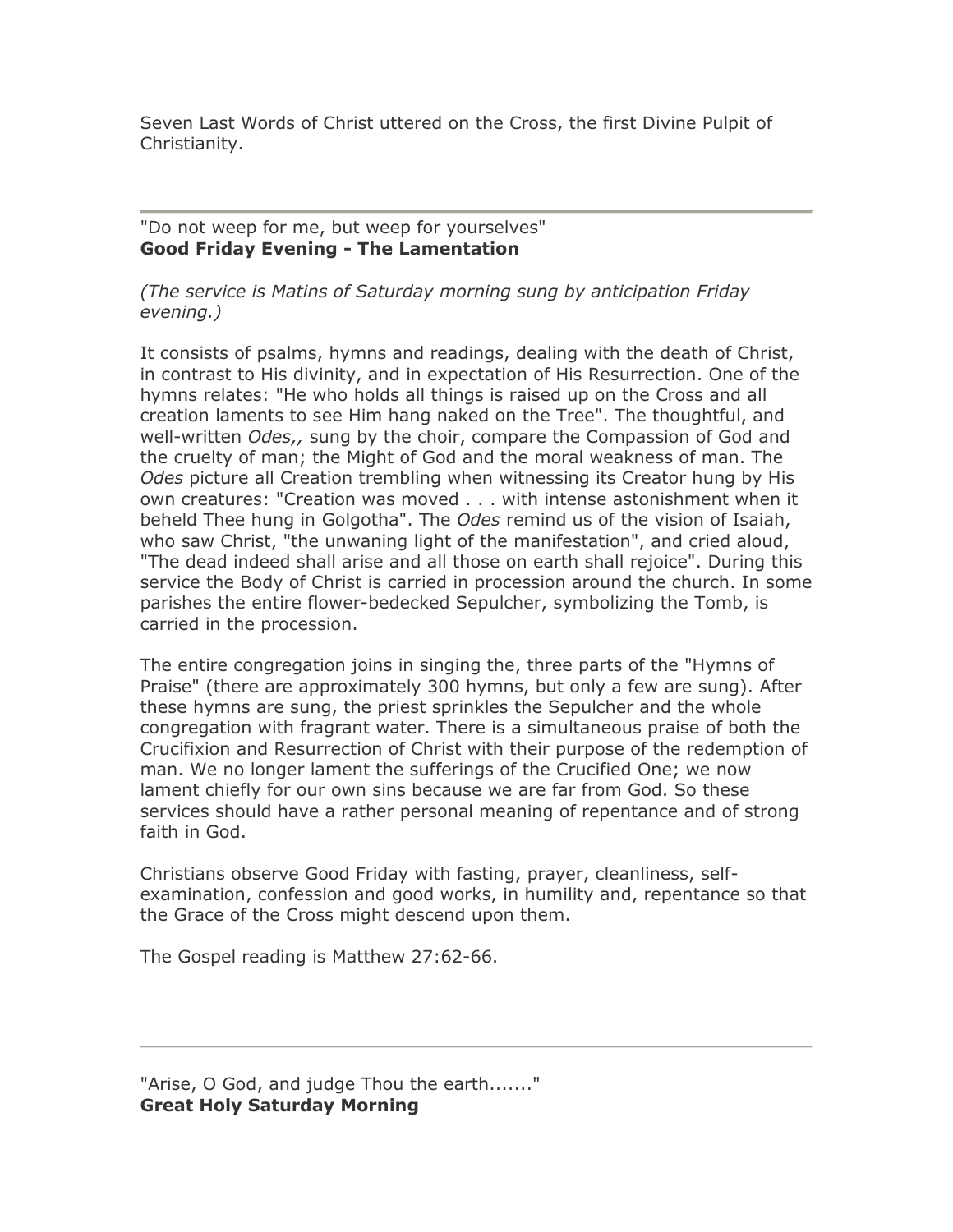Seven Last Words of Christ uttered on the Cross, the first Divine Pulpit of Christianity.

---

"Do not weep for me, but weep for yourselves"
**Good Friday Evening - The Lamentation**

*(The service is Matins of Saturday morning sung by anticipation Friday evening.)*

It consists of psalms, hymns and readings, dealing with the death of Christ, in contrast to His divinity, and in expectation of His Resurrection. One of the hymns relates: "He who holds all things is raised up on the Cross and all creation laments to see Him hang naked on the Tree". The thoughtful, and well-written *Odes,,* sung by the choir, compare the Compassion of God and the cruelty of man; the Might of God and the moral weakness of man. The *Odes* picture all Creation trembling when witnessing its Creator hung by His own creatures: "Creation was moved . . . with intense astonishment when it beheld Thee hung in Golgotha". The *Odes* remind us of the vision of Isaiah, who saw Christ, "the unwaning light of the manifestation", and cried aloud, "The dead indeed shall arise and all those on earth shall rejoice". During this service the Body of Christ is carried in procession around the church. In some parishes the entire flower-bedecked Sepulcher, symbolizing the Tomb, is carried in the procession.

The entire congregation joins in singing the, three parts of the "Hymns of Praise" (there are approximately 300 hymns, but only a few are sung). After these hymns are sung, the priest sprinkles the Sepulcher and the whole congregation with fragrant water. There is a simultaneous praise of both the Crucifixion and Resurrection of Christ with their purpose of the redemption of man. We no longer lament the sufferings of the Crucified One; we now lament chiefly for our own sins because we are far from God. So these services should have a rather personal meaning of repentance and of strong faith in God.

Christians observe Good Friday with fasting, prayer, cleanliness, self-examination, confession and good works, in humility and, repentance so that the Grace of the Cross might descend upon them.

The Gospel reading is Matthew 27:62-66.

---

"Arise, O God, and judge Thou the earth......."
**Great Holy Saturday Morning**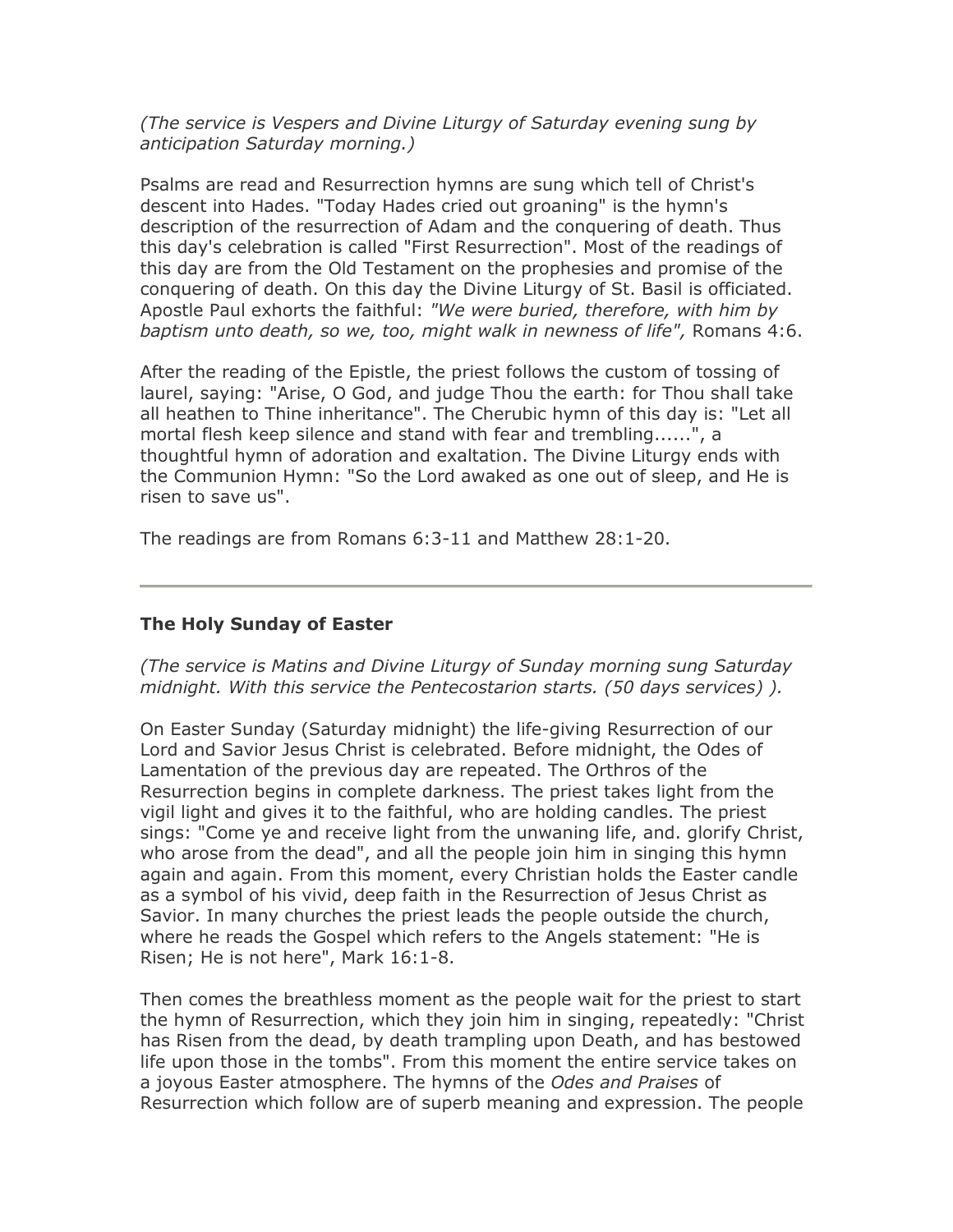*(The service is Vespers and Divine Liturgy of Saturday evening sung by anticipation Saturday morning.)*

Psalms are read and Resurrection hymns are sung which tell of Christ's descent into Hades. "Today Hades cried out groaning" is the hymn's description of the resurrection of Adam and the conquering of death. Thus this day's celebration is called "First Resurrection". Most of the readings of this day are from the Old Testament on the prophesies and promise of the conquering of death. On this day the Divine Liturgy of St. Basil is officiated. Apostle Paul exhorts the faithful: *"We were buried, therefore, with him by baptism unto death, so we, too, might walk in newness of life",* Romans 4:6.

After the reading of the Epistle, the priest follows the custom of tossing of laurel, saying: "Arise, O God, and judge Thou the earth: for Thou shall take all heathen to Thine inheritance". The Cherubic hymn of this day is: "Let all mortal flesh keep silence and stand with fear and trembling......", a thoughtful hymn of adoration and exaltation. The Divine Liturgy ends with the Communion Hymn: "So the Lord awaked as one out of sleep, and He is risen to save us".

The readings are from Romans 6:3-11 and Matthew 28:1-20.

---

### The Holy Sunday of Easter

*(The service is Matins and Divine Liturgy of Sunday morning sung Saturday midnight. With this service the Pentecostarion starts. (50 days services) ).*

On Easter Sunday (Saturday midnight) the life-giving Resurrection of our Lord and Savior Jesus Christ is celebrated. Before midnight, the Odes of Lamentation of the previous day are repeated. The Orthros of the Resurrection begins in complete darkness. The priest takes light from the vigil light and gives it to the faithful, who are holding candles. The priest sings: "Come ye and receive light from the unwaning life, and. glorify Christ, who arose from the dead", and all the people join him in singing this hymn again and again. From this moment, every Christian holds the Easter candle as a symbol of his vivid, deep faith in the Resurrection of Jesus Christ as Savior. In many churches the priest leads the people outside the church, where he reads the Gospel which refers to the Angels statement: "He is Risen; He is not here", Mark 16:1-8.

Then comes the breathless moment as the people wait for the priest to start the hymn of Resurrection, which they join him in singing, repeatedly: "Christ has Risen from the dead, by death trampling upon Death, and has bestowed life upon those in the tombs". From this moment the entire service takes on a joyous Easter atmosphere. The hymns of the *Odes and Praises* of Resurrection which follow are of superb meaning and expression. The people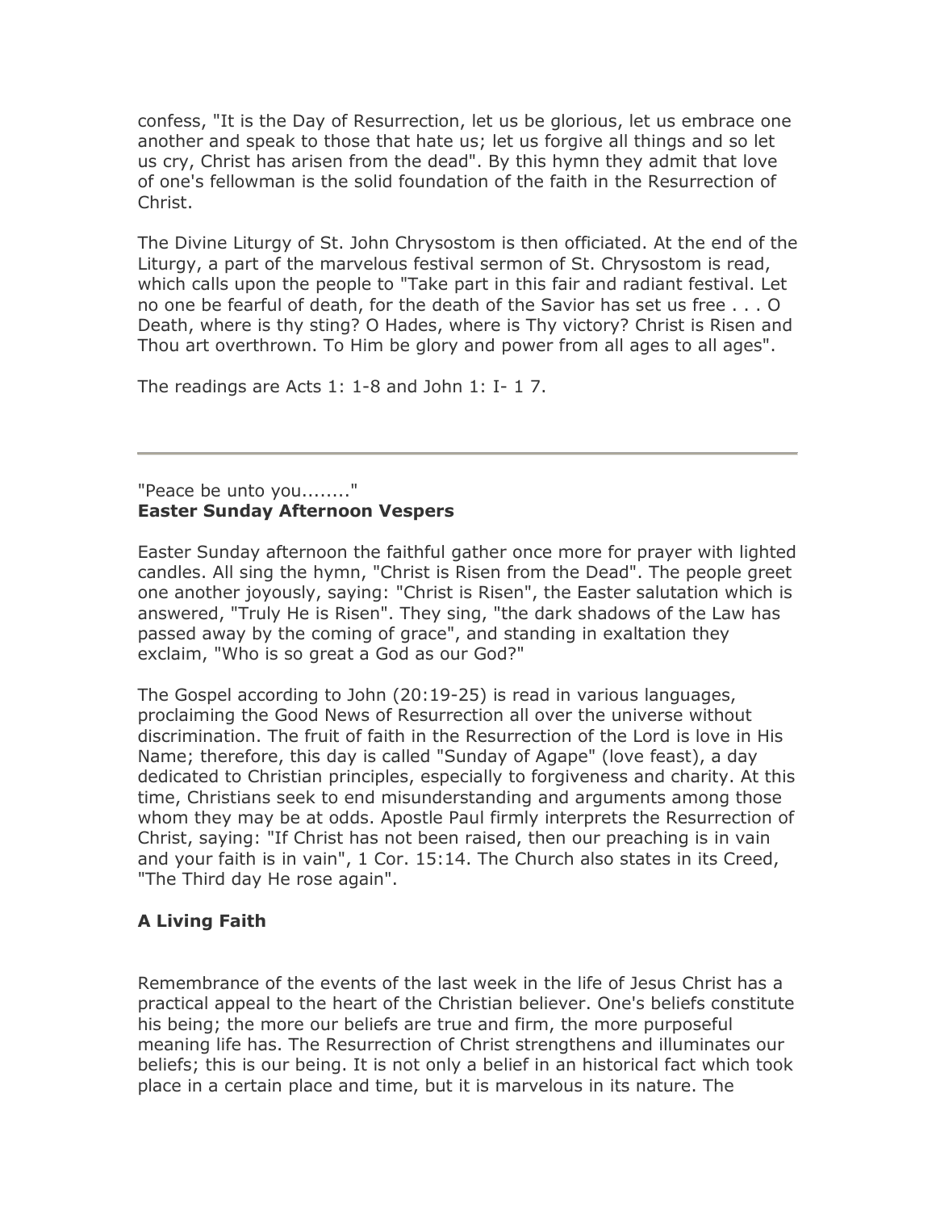confess, "It is the Day of Resurrection, let us be glorious, let us embrace one another and speak to those that hate us; let us forgive all things and so let us cry, Christ has arisen from the dead". By this hymn they admit that love of one's fellowman is the solid foundation of the faith in the Resurrection of Christ.

The Divine Liturgy of St. John Chrysostom is then officiated. At the end of the Liturgy, a part of the marvelous festival sermon of St. Chrysostom is read, which calls upon the people to "Take part in this fair and radiant festival. Let no one be fearful of death, for the death of the Savior has set us free . . . O Death, where is thy sting? O Hades, where is Thy victory? Christ is Risen and Thou art overthrown. To Him be glory and power from all ages to all ages".

The readings are Acts 1: 1-8 and John 1: I- 1 7.

---

"Peace be unto you........"
**Easter Sunday Afternoon Vespers**

Easter Sunday afternoon the faithful gather once more for prayer with lighted candles. All sing the hymn, "Christ is Risen from the Dead". The people greet one another joyously, saying: "Christ is Risen", the Easter salutation which is answered, "Truly He is Risen". They sing, "the dark shadows of the Law has passed away by the coming of grace", and standing in exaltation they exclaim, "Who is so great a God as our God?"

The Gospel according to John (20:19-25) is read in various languages, proclaiming the Good News of Resurrection all over the universe without discrimination. The fruit of faith in the Resurrection of the Lord is love in His Name; therefore, this day is called "Sunday of Agape" (love feast), a day dedicated to Christian principles, especially to forgiveness and charity. At this time, Christians seek to end misunderstanding and arguments among those whom they may be at odds. Apostle Paul firmly interprets the Resurrection of Christ, saying: "If Christ has not been raised, then our preaching is in vain and your faith is in vain", 1 Cor. 15:14. The Church also states in its Creed, "The Third day He rose again".

**A Living Faith**

Remembrance of the events of the last week in the life of Jesus Christ has a practical appeal to the heart of the Christian believer. One's beliefs constitute his being; the more our beliefs are true and firm, the more purposeful meaning life has. The Resurrection of Christ strengthens and illuminates our beliefs; this is our being. It is not only a belief in an historical fact which took place in a certain place and time, but it is marvelous in its nature. The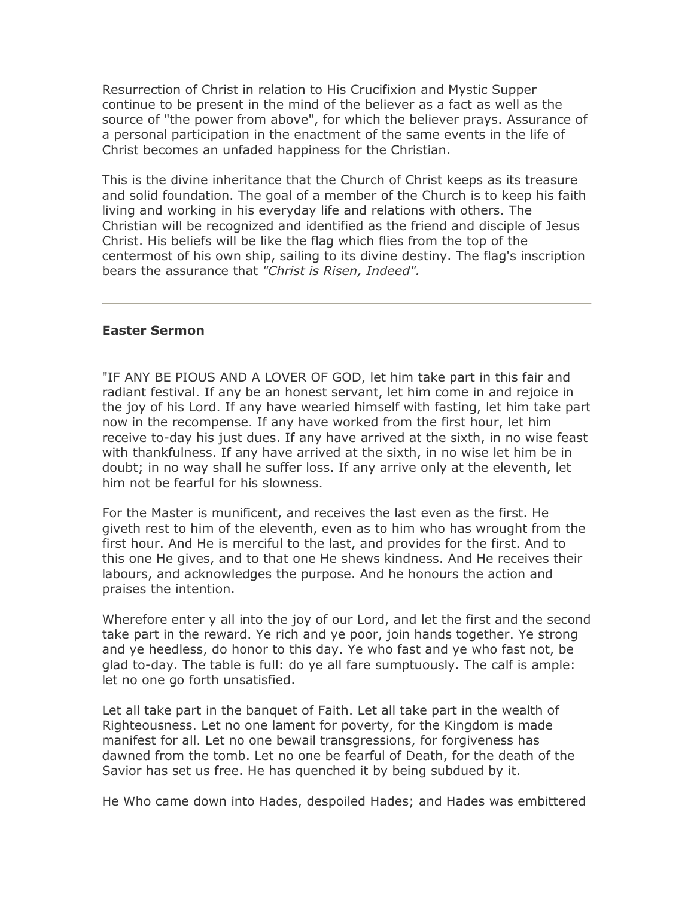Resurrection of Christ in relation to His Crucifixion and Mystic Supper continue to be present in the mind of the believer as a fact as well as the source of "the power from above", for which the believer prays. Assurance of a personal participation in the enactment of the same events in the life of Christ becomes an unfaded happiness for the Christian.

This is the divine inheritance that the Church of Christ keeps as its treasure and solid foundation. The goal of a member of the Church is to keep his faith living and working in his everyday life and relations with others. The Christian will be recognized and identified as the friend and disciple of Jesus Christ. His beliefs will be like the flag which flies from the top of the centermost of his own ship, sailing to its divine destiny. The flag's inscription bears the assurance that *"Christ is Risen, Indeed".*

---

**Easter Sermon**

"IF ANY BE PIOUS AND A LOVER OF GOD, let him take part in this fair and radiant festival. If any be an honest servant, let him come in and rejoice in the joy of his Lord. If any have wearied himself with fasting, let him take part now in the recompense. If any have worked from the first hour, let him receive to-day his just dues. If any have arrived at the sixth, in no wise feast with thankfulness. If any have arrived at the sixth, in no wise let him be in doubt; in no way shall he suffer loss. If any arrive only at the eleventh, let him not be fearful for his slowness.

For the Master is munificent, and receives the last even as the first. He giveth rest to him of the eleventh, even as to him who has wrought from the first hour. And He is merciful to the last, and provides for the first. And to this one He gives, and to that one He shews kindness. And He receives their labours, and acknowledges the purpose. And he honours the action and praises the intention.

Wherefore enter y all into the joy of our Lord, and let the first and the second take part in the reward. Ye rich and ye poor, join hands together. Ye strong and ye heedless, do honor to this day. Ye who fast and ye who fast not, be glad to-day. The table is full: do ye all fare sumptuously. The calf is ample: let no one go forth unsatisfied.

Let all take part in the banquet of Faith. Let all take part in the wealth of Righteousness. Let no one lament for poverty, for the Kingdom is made manifest for all. Let no one bewail transgressions, for forgiveness has dawned from the tomb. Let no one be fearful of Death, for the death of the Savior has set us free. He has quenched it by being subdued by it.

He Who came down into Hades, despoiled Hades; and Hades was embittered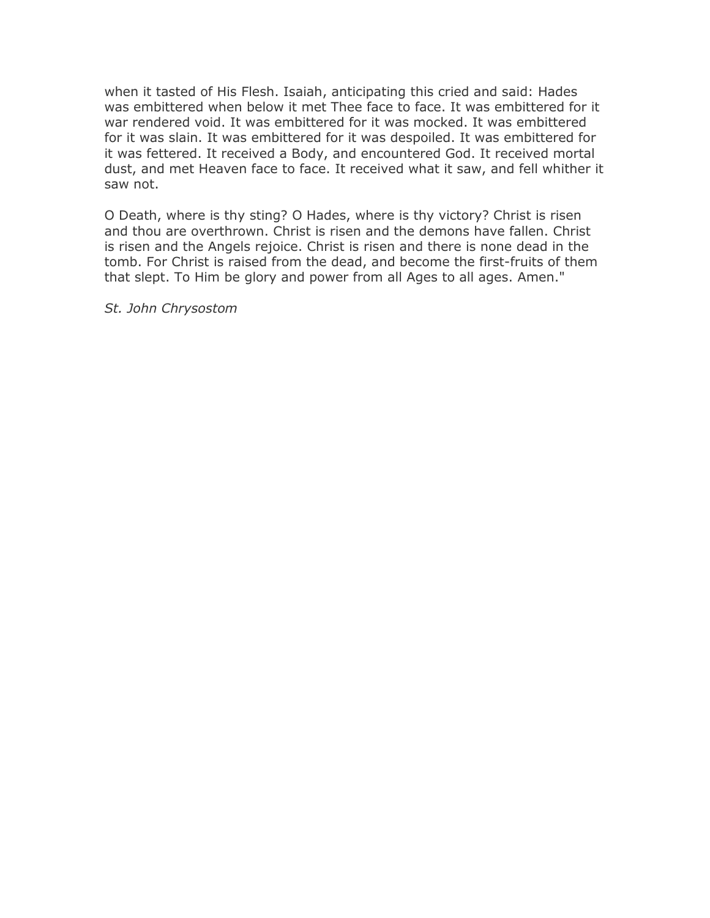when it tasted of His Flesh. Isaiah, anticipating this cried and said: Hades was embittered when below it met Thee face to face. It was embittered for it war rendered void. It was embittered for it was mocked. It was embittered for it was slain. It was embittered for it was despoiled. It was embittered for it was fettered. It received a Body, and encountered God. It received mortal dust, and met Heaven face to face. It received what it saw, and fell whither it saw not.

O Death, where is thy sting? O Hades, where is thy victory? Christ is risen and thou are overthrown. Christ is risen and the demons have fallen. Christ is risen and the Angels rejoice. Christ is risen and there is none dead in the tomb. For Christ is raised from the dead, and become the first-fruits of them that slept. To Him be glory and power from all Ages to all ages. Amen."

*St. John Chrysostom*